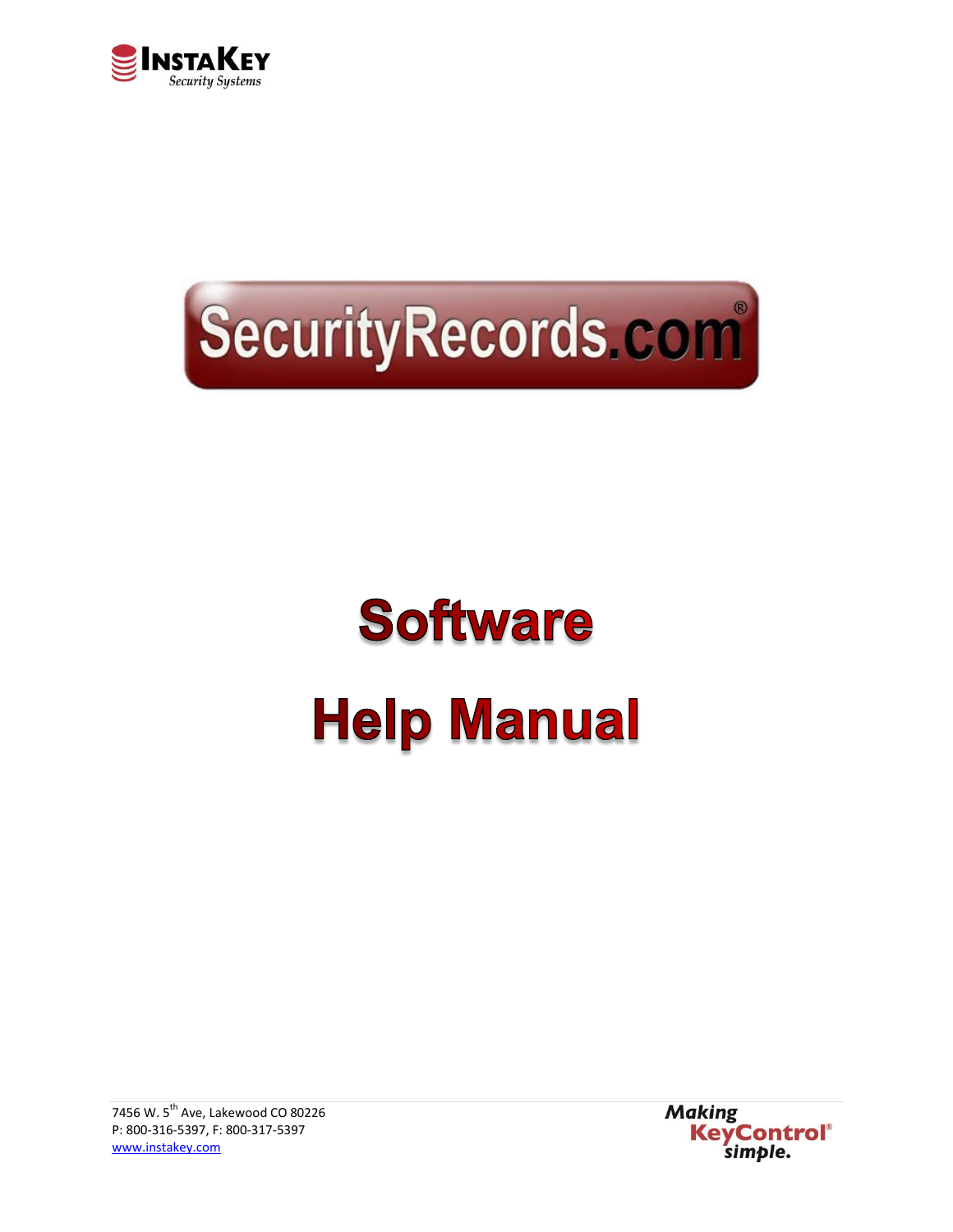InstaKey

Security Systems

SecurityRecords.com®

# Software

# Help Manual

7456 W. 5th Ave, Lakewood CO 80226
P: 800-316-5397, F: 800-317-5397
www.instakey.com

Making KeyControl® simple.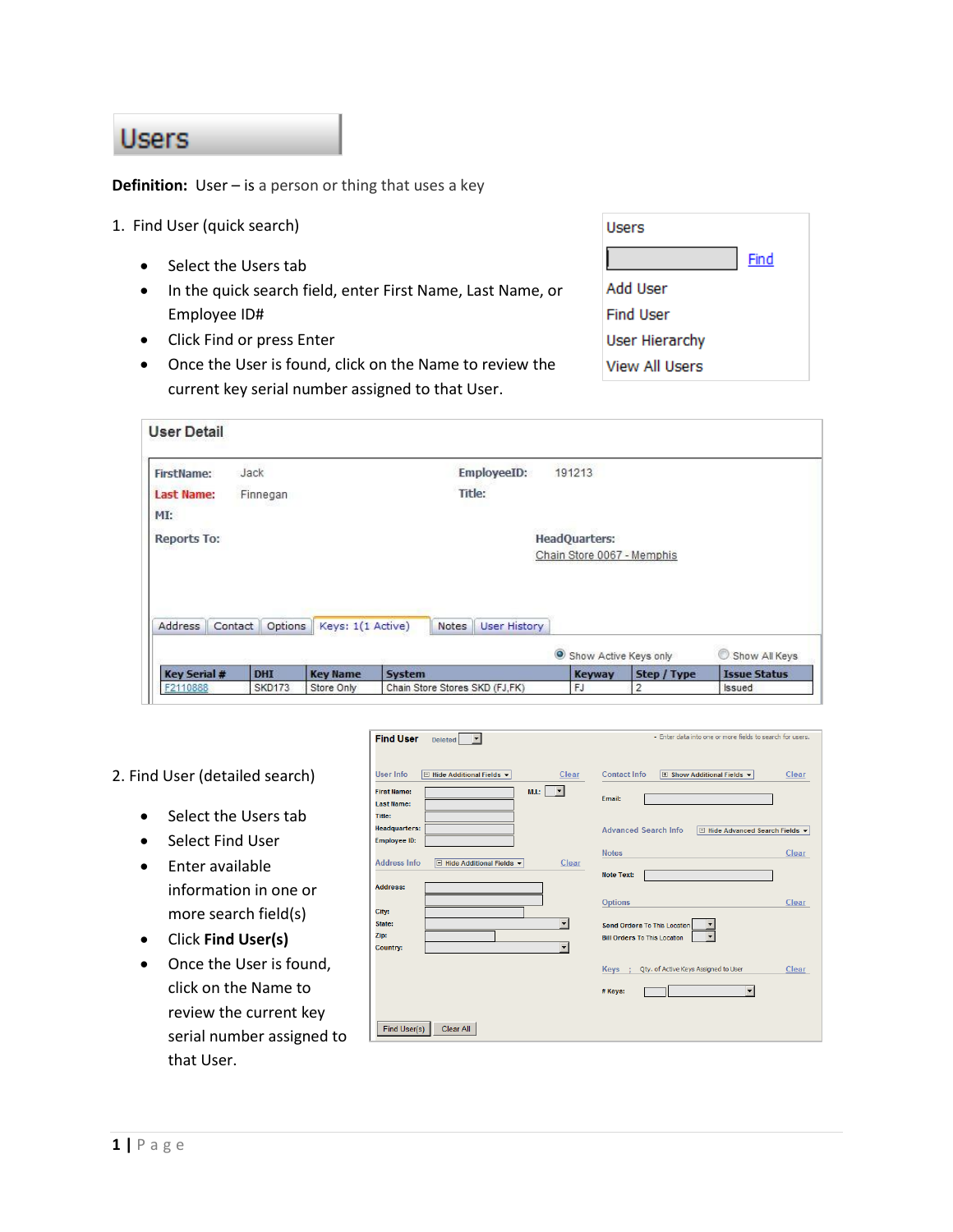# Users

**Definition:** User – is a person or thing that uses a key

1. Find User (quick search)

- Select the Users tab
- In the quick search field, enter First Name, Last Name, or Employee ID#
- Click Find or press Enter
- Once the User is found, click on the Name to review the current key serial number assigned to that User.

Users

Find

Add User
Find User
User Hierarchy
View All Users

**User Detail**

FirstName: Jack
Last Name: Finnegan
MI:
Reports To:

EmployeeID: 191213
Title:

HeadQuarters:
Chain Store 0067 - Memphis

Address | Contact | Options | Keys: 1(1 Active) | Notes | User History

Show Active Keys only / Show All Keys

| Key Serial # | DHI | Key Name | System | Keyway | Step / Type | Issue Status |
|---|---|---|---|---|---|---|
| F2110888 | SKD173 | Store Only | Chain Store Stores SKD (FJ,FK) | FJ | 2 | Issued |

2. Find User (detailed search)

- Select the Users tab
- Select Find User
- Enter available information in one or more search field(s)
- Click **Find User(s)**
- Once the User is found, click on the Name to review the current key serial number assigned to that User.

**Find User** Deleted

- Enter data into one or more fields to search for users.

User Info — Hide Additional Fields — Clear

First Name: M.I.:
Last Name:
Title:
Headquarters:
Employee ID:

Address Info — Hide Additional Fields — Clear

Address:
City:
State:
Zip:
Country:

Contact Info — Show Additional Fields — Clear

Email:

Advanced Search Info — Hide Advanced Search Fields

Notes — Clear

Note Text:

Options — Clear

Send Orders To This Location
Bill Orders To This Location

Keys ; Qty. of Active Keys Assigned to User — Clear

# Keys:

Find User(s) | Clear All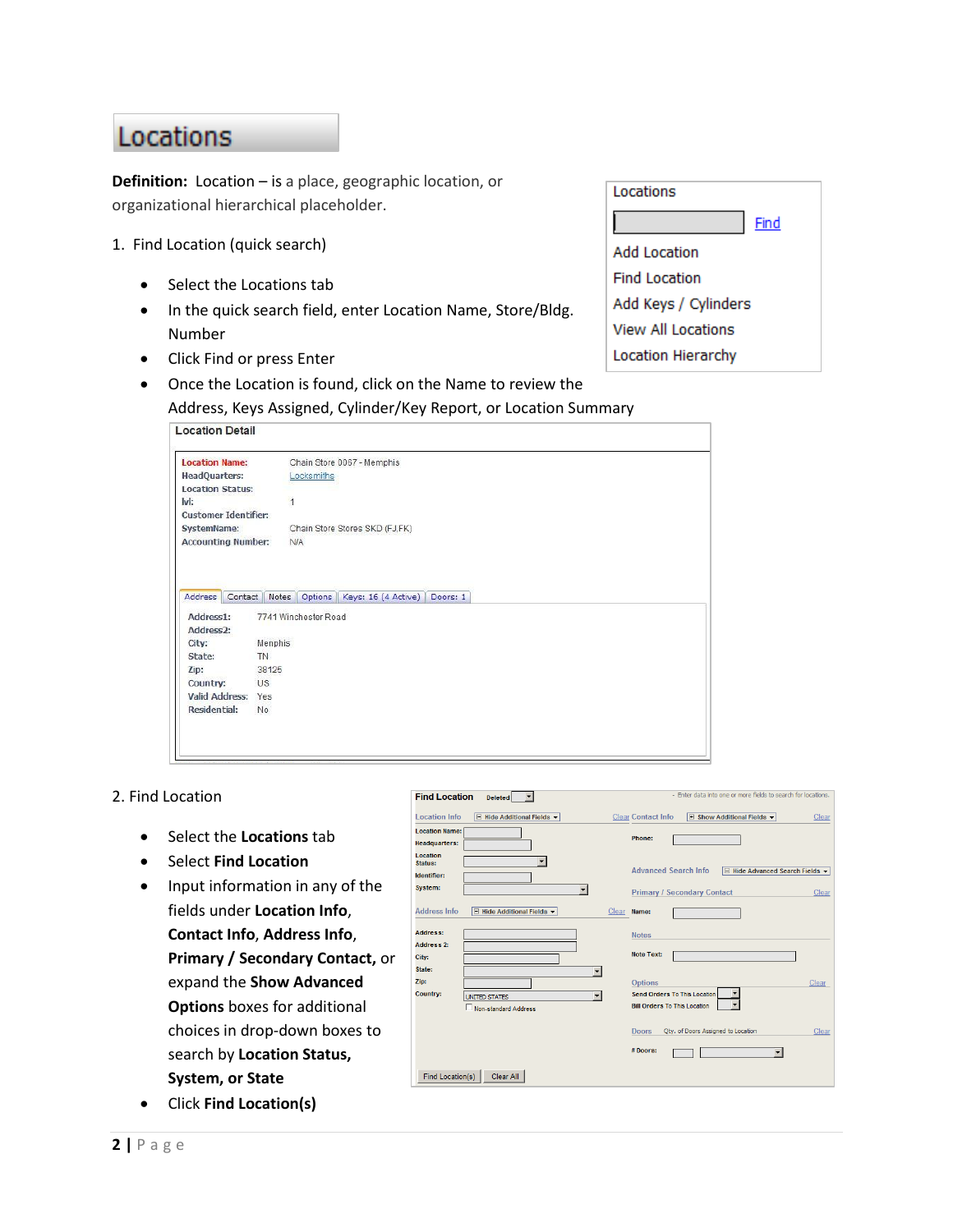# Locations

**Definition:** Location – is a place, geographic location, or organizational hierarchical placeholder.

1. Find Location (quick search)

- Select the Locations tab
- In the quick search field, enter Location Name, Store/Bldg. Number
- Click Find or press Enter
- Once the Location is found, click on the Name to review the Address, Keys Assigned, Cylinder/Key Report, or Location Summary

2. Find Location

- Select the **Locations** tab
- Select **Find Location**
- Input information in any of the fields under **Location Info**, **Contact Info**, **Address Info**, **Primary / Secondary Contact,** or expand the **Show Advanced Options** boxes for additional choices in drop-down boxes to search by **Location Status, System, or State**
- Click **Find Location(s)**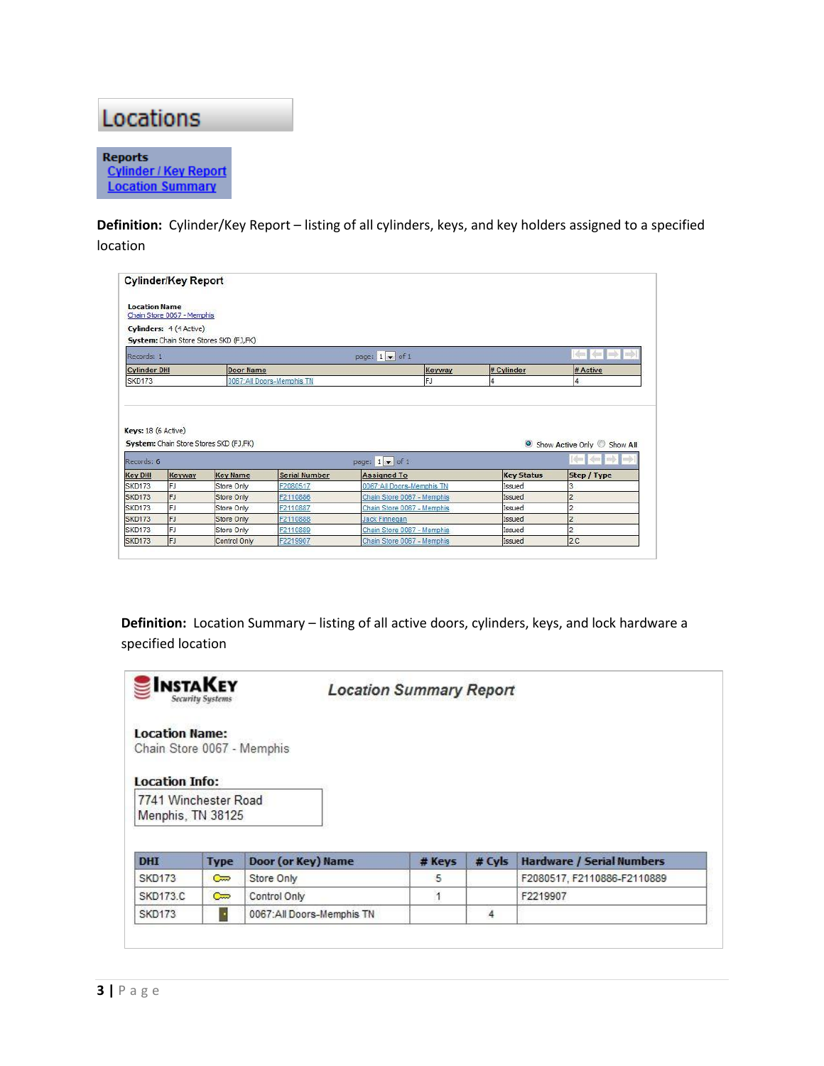# Locations

**Reports**
Cylinder / Key Report
Location Summary

**Definition:** Cylinder/Key Report – listing of all cylinders, keys, and key holders assigned to a specified location

## Cylinder/Key Report

**Location Name**
Chain Store 0067 - Memphis

**Cylinders:** 4 (4 Active)
**System:** Chain Store Stores SKD (FJ,FK)

Records: 1 page: 1 of 1

| Cylinder DHI | Door Name | Keyway | # Cylinder | # Active |
|---|---|---|---|---|
| SKD173 | 0067:All Doors-Memphis TN | FJ | 4 | 4 |

**Keys:** 18 (6 Active)
**System:** Chain Store Stores SKD (FJ,FK)

Show Active Only / Show All

Records: 6 page: 1 of 1

| Key DHI | Keyway | Key Name | Serial Number | Assigned To | Key Status | Step / Type |
|---|---|---|---|---|---|---|
| SKD173 | FJ | Store Only | F2080517 | 0067:All Doors-Memphis TN | Issued | 3 |
| SKD173 | FJ | Store Only | F2110886 | Chain Store 0067 - Memphis | Issued | 2 |
| SKD173 | FJ | Store Only | F2110887 | Chain Store 0067 - Memphis | Issued | 2 |
| SKD173 | FJ | Store Only | F2110888 | Jack Finnegan | Issued | 2 |
| SKD173 | FJ | Store Only | F2110889 | Chain Store 0067 - Memphis | Issued | 2 |
| SKD173 | FJ | Control Only | F2219907 | Chain Store 0067 - Memphis | Issued | 2 C |

**Definition:** Location Summary – listing of all active doors, cylinders, keys, and lock hardware a specified location

**INSTAKEY** Security Systems

## *Location Summary Report*

**Location Name:**
Chain Store 0067 - Memphis

**Location Info:**
7741 Winchester Road
Memphis, TN 38125

| DHI | Type | Door (or Key) Name | # Keys | # Cyls | Hardware / Serial Numbers |
|---|---|---|---|---|---|
| SKD173 | Key | Store Only | 5 | | F2080517, F2110886-F2110889 |
| SKD173.C | Key | Control Only | 1 | | F2219907 |
| SKD173 | Door | 0067:All Doors-Memphis TN | | 4 | |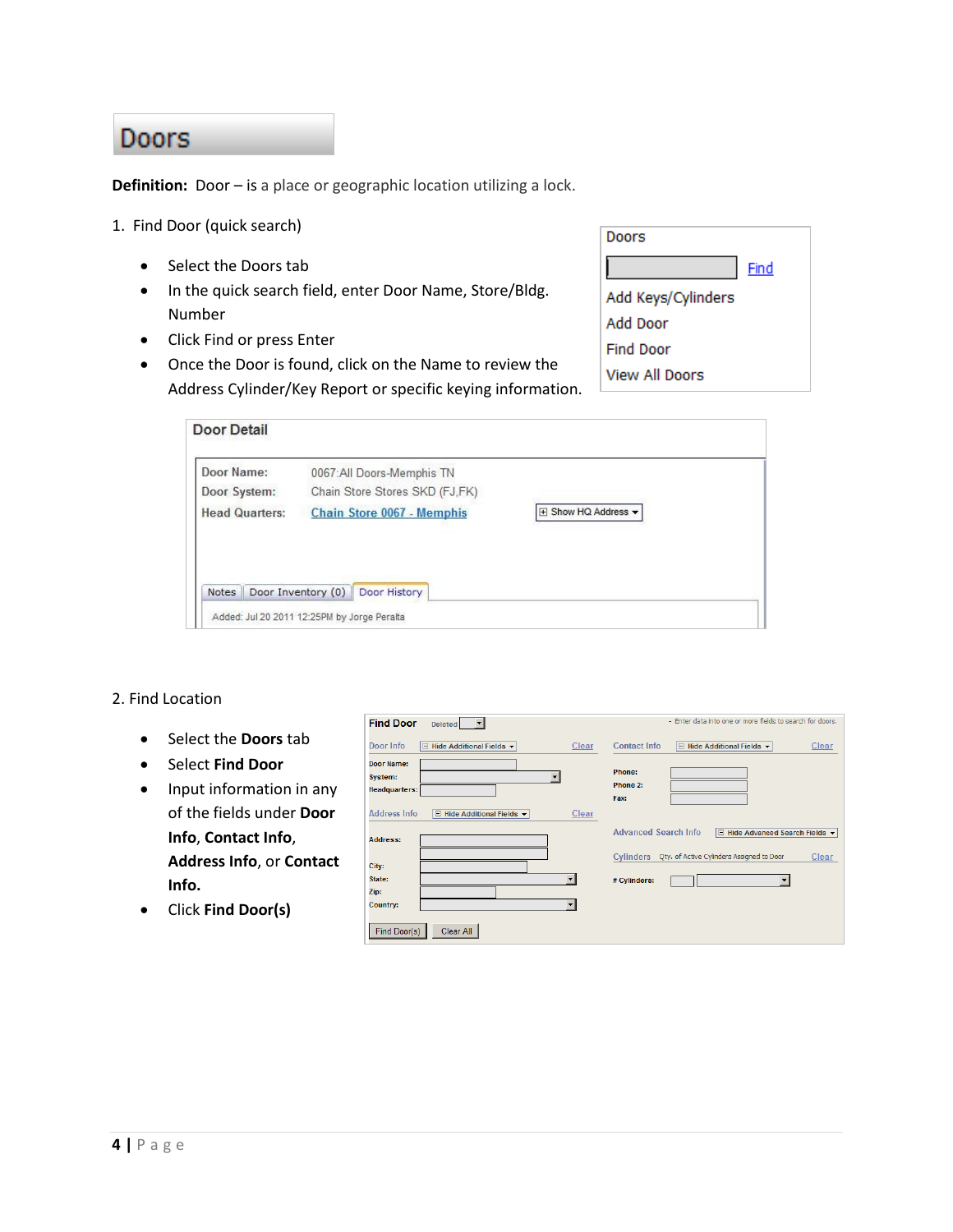# Doors

**Definition:** Door – is a place or geographic location utilizing a lock.

1. Find Door (quick search)

   - Select the Doors tab
   - In the quick search field, enter Door Name, Store/Bldg. Number
   - Click Find or press Enter
   - Once the Door is found, click on the Name to review the Address Cylinder/Key Report or specific keying information.

Doors

Find

Add Keys/Cylinders

Add Door

Find Door

View All Doors

**Door Detail**

| | |
|---|---|
| Door Name: | 0067:All Doors-Memphis TN |
| Door System: | Chain Store Stores SKD (FJ,FK) |
| Head Quarters: | Chain Store 0067 - Memphis |

Show HQ Address

Notes | Door Inventory (0) | Door History

Added: Jul 20 2011 12:25PM by Jorge Peralta

2. Find Location

   - Select the **Doors** tab
   - Select **Find Door**
   - Input information in any of the fields under **Door Info**, **Contact Info**, **Address Info**, or **Contact Info.**
   - Click **Find Door(s)**

**Find Door** Deleted

- Enter data into one or more fields to search for doors.

Door Info — Hide Additional Fields — Clear

Door Name:

System:

Headquarters:

Address Info — Hide Additional Fields — Clear

Address:

City:

State:

Zip:

Country:

Contact Info — Hide Additional Fields — Clear

Phone:

Phone 2:

Fax:

Advanced Search Info — Hide Advanced Search Fields

Cylinders — Qty. of Active Cylinders Assigned to Door — Clear

\# Cylinders:

Find Door(s) | Clear All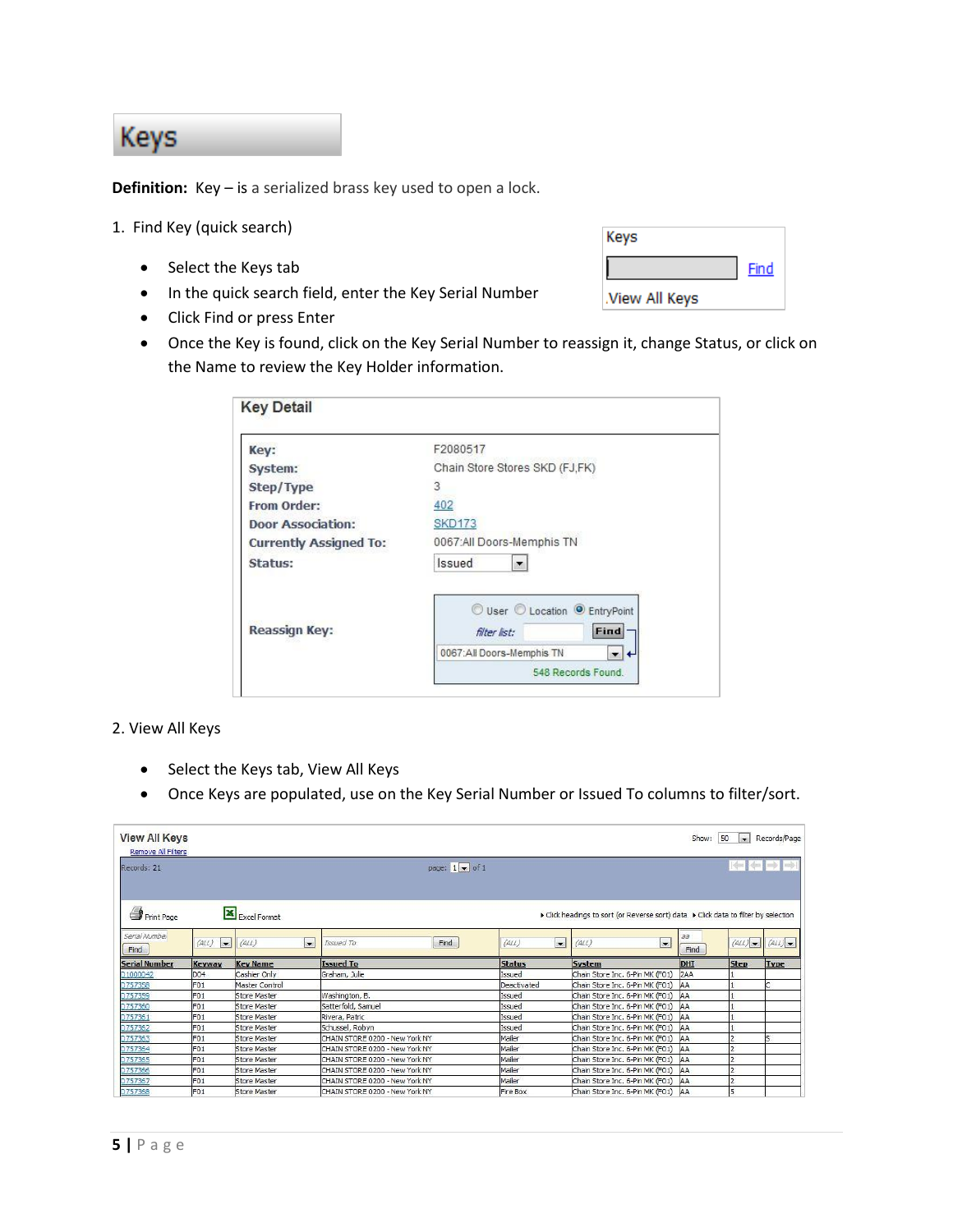# Keys

**Definition:** Key – is a serialized brass key used to open a lock.

1. Find Key (quick search)

   - Select the Keys tab
   - In the quick search field, enter the Key Serial Number
   - Click Find or press Enter
   - Once the Key is found, click on the Key Serial Number to reassign it, change Status, or click on the Name to review the Key Holder information.

Keys

Find

View All Keys

**Key Detail**

| | |
|---|---|
| **Key:** | F2080517 |
| **System:** | Chain Store Stores SKD (FJ,FK) |
| **Step/Type** | 3 |
| **From Order:** | 402 |
| **Door Association:** | SKD173 |
| **Currently Assigned To:** | 0067:All Doors-Memphis TN |
| **Status:** | Issued |
| **Reassign Key:** | User / Location / EntryPoint; filter list: Find; 0067:All Doors-Memphis TN; 548 Records Found. |

2. View All Keys

   - Select the Keys tab, View All Keys
   - Once Keys are populated, use on the Key Serial Number or Issued To columns to filter/sort.

**View All Keys**

Remove All Filters

Records: 21 — page: 1 of 1 — Show: 50 Records/Page

Print Page — Excel Format — Click headings to sort (or Reverse sort) data — Click data to filter by selection

| Serial Number | Keyway | Key Name | Issued To | Status | System | DHT | Step | Type |
|---|---|---|---|---|---|---|---|---|
| 11000042 | D04 | Cashier Only | Graham, Julie | Issued | Chain Store Inc. 6-Pin MK (F01) | 2AA | 1 | |
| 1757358 | F01 | Master Control | | Deactivated | Chain Store Inc. 6-Pin MK (F01) | AA | 1 | C |
| 1757359 | F01 | Store Master | Washington, B. | Issued | Chain Store Inc. 6-Pin MK (F01) | AA | 1 | |
| 1757360 | F01 | Store Master | Satterfold, Samuel | Issued | Chain Store Inc. 6-Pin MK (F01) | AA | 1 | |
| 1757361 | F01 | Store Master | Rivera, Patric | Issued | Chain Store Inc. 6-Pin MK (F01) | AA | 1 | |
| 1757362 | F01 | Store Master | Schussel, Robyn | Issued | Chain Store Inc. 6-Pin MK (F01) | AA | 1 | |
| 1757363 | F01 | Store Master | CHAIN STORE 0200 - New York NY | Mailer | Chain Store Inc. 6-Pin MK (F01) | AA | 2 | S |
| 1757364 | F01 | Store Master | CHAIN STORE 0200 - New York NY | Mailer | Chain Store Inc. 6-Pin MK (F01) | AA | 2 | |
| 1757365 | F01 | Store Master | CHAIN STORE 0200 - New York NY | Mailer | Chain Store Inc. 6-Pin MK (F01) | AA | 2 | |
| 1757366 | F01 | Store Master | CHAIN STORE 0200 - New York NY | Mailer | Chain Store Inc. 6-Pin MK (F01) | AA | 2 | |
| 1757367 | F01 | Store Master | CHAIN STORE 0200 - New York NY | Mailer | Chain Store Inc. 6-Pin MK (F01) | AA | 2 | |
| 1757368 | F01 | Store Master | CHAIN STORE 0200 - New York NY | Fire Box | Chain Store Inc. 6-Pin MK (F01) | AA | 5 | |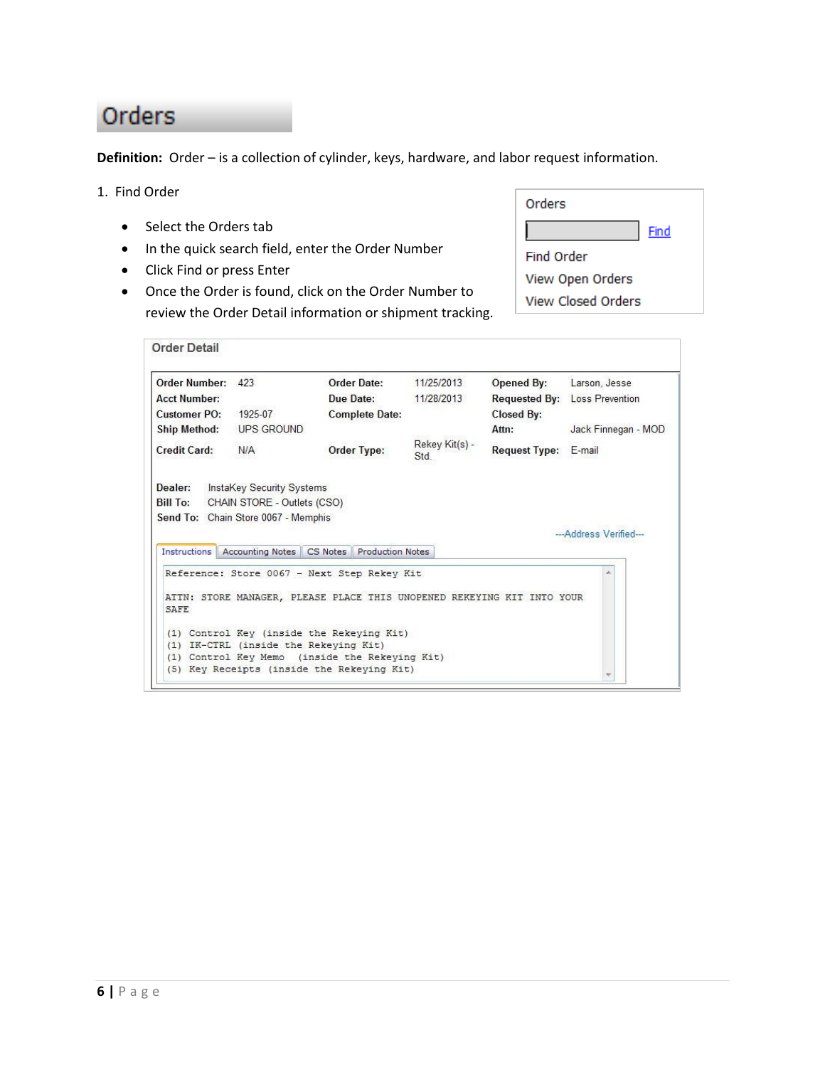# Orders

**Definition:** Order – is a collection of cylinder, keys, hardware, and labor request information.

1. Find Order

- Select the Orders tab
- In the quick search field, enter the Order Number
- Click Find or press Enter
- Once the Order is found, click on the Order Number to review the Order Detail information or shipment tracking.

Orders

Find

Find Order

View Open Orders

View Closed Orders

**Order Detail**

| | | | | | |
|---|---|---|---|---|---|
| **Order Number:** | 423 | **Order Date:** | 11/25/2013 | **Opened By:** | Larson, Jesse |
| **Acct Number:** | | **Due Date:** | 11/28/2013 | **Requested By:** | Loss Prevention |
| **Customer PO:** | 1925-07 | **Complete Date:** | | **Closed By:** | |
| **Ship Method:** | UPS GROUND | | | **Attn:** | Jack Finnegan - MOD |
| **Credit Card:** | N/A | **Order Type:** | Rekey Kit(s) - Std. | **Request Type:** | E-mail |

**Dealer:** InstaKey Security Systems
**Bill To:** CHAIN STORE - Outlets (CSO)
**Send To:** Chain Store 0067 - Memphis

---Address Verified---

Instructions | Accounting Notes | CS Notes | Production Notes

```
Reference: Store 0067 – Next Step Rekey Kit

ATTN: STORE MANAGER, PLEASE PLACE THIS UNOPENED REKEYING KIT INTO YOUR
SAFE

(1) Control Key (inside the Rekeying Kit)
(1) IK-CTRL (inside the Rekeying Kit)
(1) Control Key Memo  (inside the Rekeying Kit)
(5) Key Receipts (inside the Rekeying Kit)
```